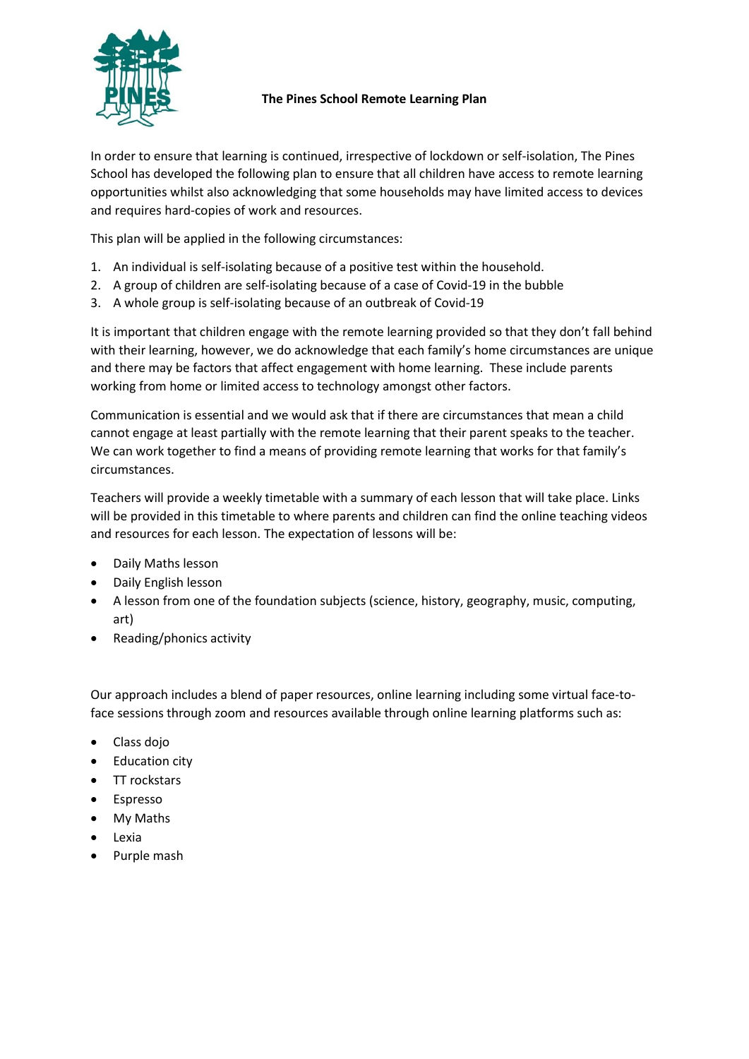# The Pines School Remote Learning Plan

In order to ensure that learning is continued, irrespective of lockdown or self-isolation, The Pines School has developed the following plan to ensure that all children have access to remote learning opportunities whilst also acknowledging that some households may have limited access to devices and requires hard-copies of work and resources.

This plan will be applied in the following circumstances:

1. An individual is self-isolating because of a positive test within the household.
2. A group of children are self-isolating because of a case of Covid-19 in the bubble
3. A whole group is self-isolating because of an outbreak of Covid-19

It is important that children engage with the remote learning provided so that they don't fall behind with their learning, however, we do acknowledge that each family's home circumstances are unique and there may be factors that affect engagement with home learning. These include parents working from home or limited access to technology amongst other factors.

Communication is essential and we would ask that if there are circumstances that mean a child cannot engage at least partially with the remote learning that their parent speaks to the teacher. We can work together to find a means of providing remote learning that works for that family's circumstances.

Teachers will provide a weekly timetable with a summary of each lesson that will take place. Links will be provided in this timetable to where parents and children can find the online teaching videos and resources for each lesson. The expectation of lessons will be:

- Daily Maths lesson
- Daily English lesson
- A lesson from one of the foundation subjects (science, history, geography, music, computing, art)
- Reading/phonics activity

Our approach includes a blend of paper resources, online learning including some virtual face-to-face sessions through zoom and resources available through online learning platforms such as:

- Class dojo
- Education city
- TT rockstars
- Espresso
- My Maths
- Lexia
- Purple mash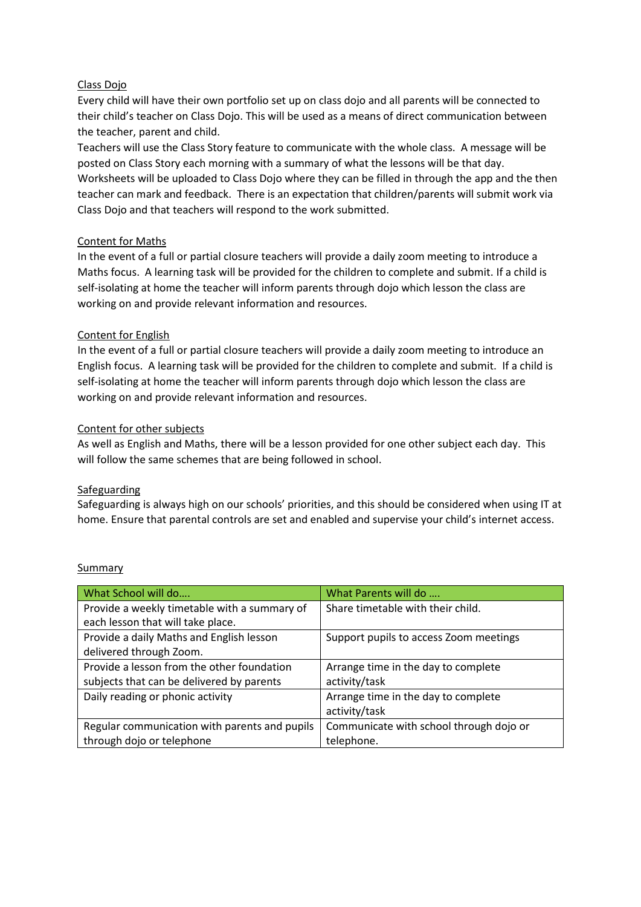## Class Dojo

Every child will have their own portfolio set up on class dojo and all parents will be connected to their child's teacher on Class Dojo. This will be used as a means of direct communication between the teacher, parent and child.

Teachers will use the Class Story feature to communicate with the whole class. A message will be posted on Class Story each morning with a summary of what the lessons will be that day. Worksheets will be uploaded to Class Dojo where they can be filled in through the app and the then teacher can mark and feedback. There is an expectation that children/parents will submit work via Class Dojo and that teachers will respond to the work submitted.

## Content for Maths

In the event of a full or partial closure teachers will provide a daily zoom meeting to introduce a Maths focus. A learning task will be provided for the children to complete and submit. If a child is self-isolating at home the teacher will inform parents through dojo which lesson the class are working on and provide relevant information and resources.

## Content for English

In the event of a full or partial closure teachers will provide a daily zoom meeting to introduce an English focus. A learning task will be provided for the children to complete and submit. If a child is self-isolating at home the teacher will inform parents through dojo which lesson the class are working on and provide relevant information and resources.

## Content for other subjects

As well as English and Maths, there will be a lesson provided for one other subject each day. This will follow the same schemes that are being followed in school.

## Safeguarding

Safeguarding is always high on our schools' priorities, and this should be considered when using IT at home. Ensure that parental controls are set and enabled and supervise your child's internet access.

## Summary

| What School will do…. | What Parents will do …. |
|---|---|
| Provide a weekly timetable with a summary of each lesson that will take place. | Share timetable with their child. |
| Provide a daily Maths and English lesson delivered through Zoom. | Support pupils to access Zoom meetings |
| Provide a lesson from the other foundation subjects that can be delivered by parents | Arrange time in the day to complete activity/task |
| Daily reading or phonic activity | Arrange time in the day to complete activity/task |
| Regular communication with parents and pupils through dojo or telephone | Communicate with school through dojo or telephone. |